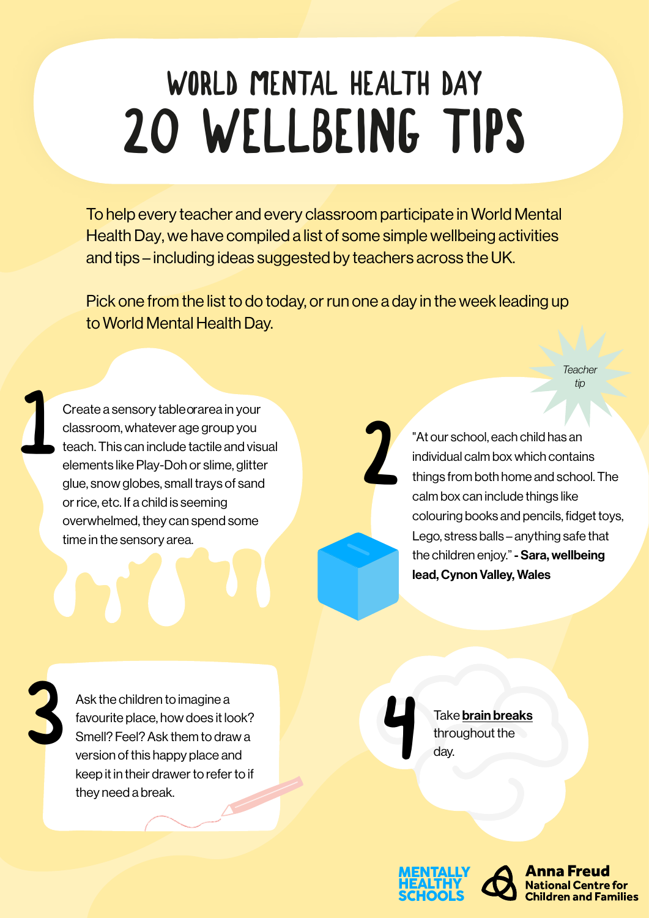# WORLD MENTAL HEALTH DAY

# 20 WELLBEING TIPS

To help every teacher and every classroom participate in World Mental Health Day, we have compiled a list of some simple wellbeing activities and tips – including ideas suggested by teachers across the UK.

Pick one from the list to do today, or run one a day in the week leading up to World Mental Health Day.

**1** Create a sensory table or area in your classroom, whatever age group you teach. This can include tactile and visual elements like Play-Doh or slime, glitter glue, snow globes, small trays of sand or rice, etc. If a child is seeming overwhelmed, they can spend some time in the sensory area.

*Teacher tip*

**2** "At our school, each child has an individual calm box which contains things from both home and school. The calm box can include things like colouring books and pencils, fidget toys, Lego, stress balls – anything safe that the children enjoy." **- Sara, wellbeing lead, Cynon Valley, Wales**

**3** Ask the children to imagine a favourite place, how does it look? Smell? Feel? Ask them to draw a version of this happy place and keep it in their drawer to refer to if they need a break.

**4** Take **brain breaks** throughout the day.

MENTALLY HEALTHY SCHOOLS

Anna Freud National Centre for Children and Families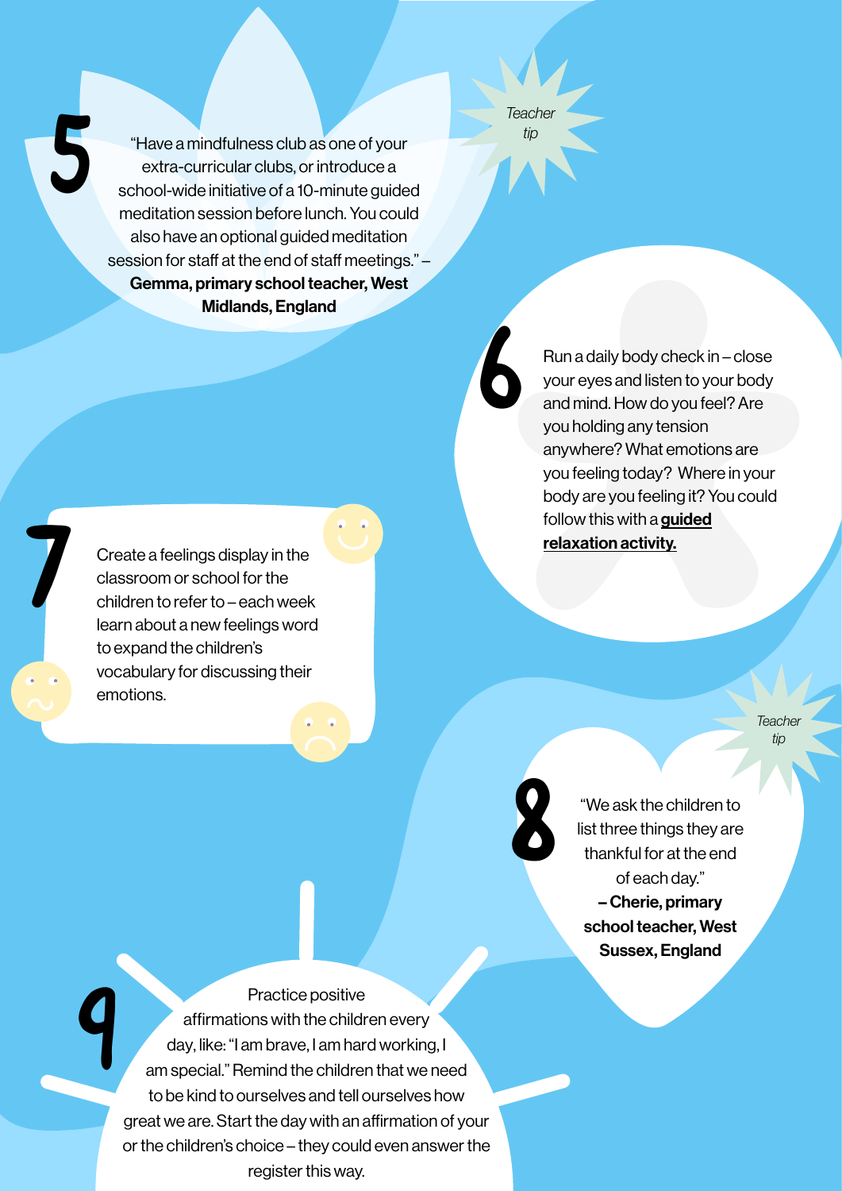## 5

*Teacher tip*

"Have a mindfulness club as one of your extra-curricular clubs, or introduce a school-wide initiative of a 10-minute guided meditation session before lunch. You could also have an optional guided meditation session for staff at the end of staff meetings." – **Gemma, primary school teacher, West Midlands, England**

## 6

Run a daily body check in – close your eyes and listen to your body and mind. How do you feel? Are you holding any tension anywhere? What emotions are you feeling today? Where in your body are you feeling it? You could follow this with a **guided relaxation activity.**

## 7

Create a feelings display in the classroom or school for the children to refer to – each week learn about a new feelings word to expand the children's vocabulary for discussing their emotions.

## 8

*Teacher tip*

"We ask the children to list three things they are thankful for at the end of each day." **– Cherie, primary school teacher, West Sussex, England**

## 9

Practice positive affirmations with the children every day, like: "I am brave, I am hard working, I am special." Remind the children that we need to be kind to ourselves and tell ourselves how great we are. Start the day with an affirmation of your or the children's choice – they could even answer the register this way.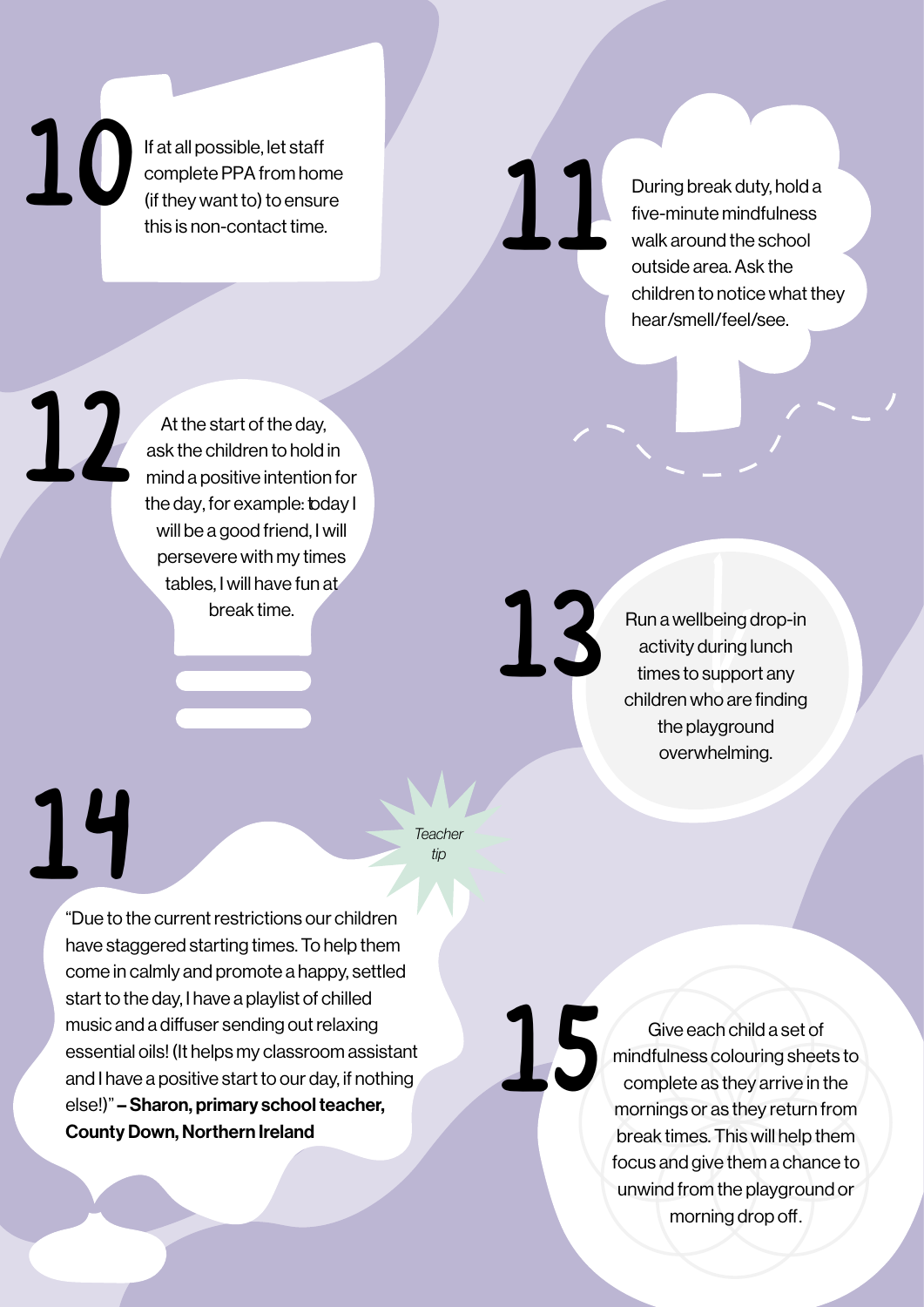## 10

If at all possible, let staff complete PPA from home (if they want to) to ensure this is non-contact time.

## 11

During break duty, hold a five-minute mindfulness walk around the school outside area. Ask the children to notice what they hear/smell/feel/see.

## 12

At the start of the day, ask the children to hold in mind a positive intention for the day, for example: today I will be a good friend, I will persevere with my times tables, I will have fun at break time.

## 13

Run a wellbeing drop-in activity during lunch times to support any children who are finding the playground overwhelming.

## 14

*Teacher tip*

"Due to the current restrictions our children have staggered starting times. To help them come in calmly and promote a happy, settled start to the day, I have a playlist of chilled music and a diffuser sending out relaxing essential oils! (It helps my classroom assistant and I have a positive start to our day, if nothing else!)" **– Sharon, primary school teacher, County Down, Northern Ireland**

## 15

Give each child a set of mindfulness colouring sheets to complete as they arrive in the mornings or as they return from break times. This will help them focus and give them a chance to unwind from the playground or morning drop off.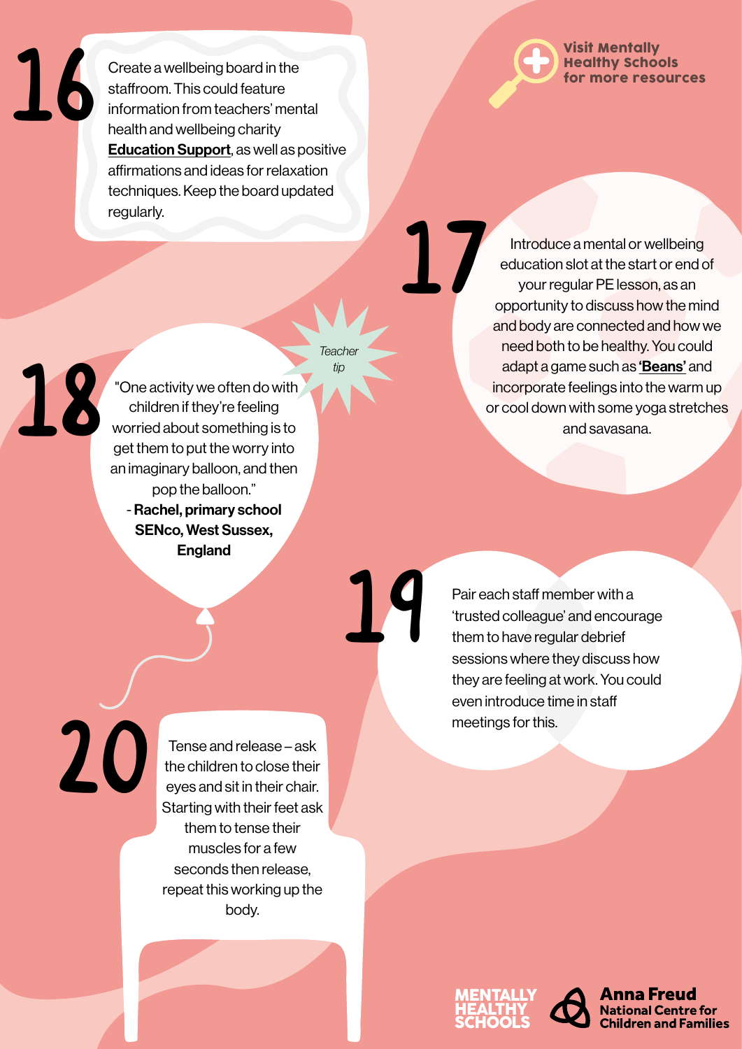**16** Create a wellbeing board in the staffroom. This could feature information from teachers' mental health and wellbeing charity **Education Support**, as well as positive affirmations and ideas for relaxation techniques. Keep the board updated regularly.

Visit Mentally Healthy Schools for more resources

**17** Introduce a mental or wellbeing education slot at the start or end of your regular PE lesson, as an opportunity to discuss how the mind and body are connected and how we need both to be healthy. You could adapt a game such as **'Beans'** and incorporate feelings into the warm up or cool down with some yoga stretches and savasana.

**18** *Teacher tip*

"One activity we often do with children if they're feeling worried about something is to get them to put the worry into an imaginary balloon, and then pop the balloon."

- **Rachel, primary school SENco, West Sussex, England**

**19** Pair each staff member with a 'trusted colleague' and encourage them to have regular debrief sessions where they discuss how they are feeling at work. You could even introduce time in staff meetings for this.

**20** Tense and release – ask the children to close their eyes and sit in their chair. Starting with their feet ask them to tense their muscles for a few seconds then release, repeat this working up the body.

MENTALLY HEALTHY SCHOOLS

Anna Freud National Centre for Children and Families